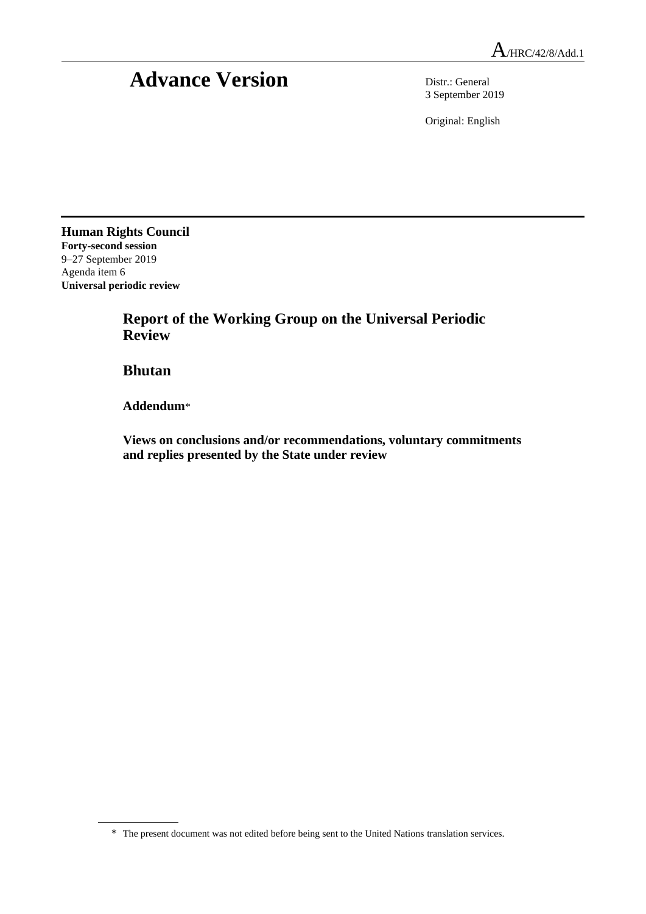A/HRC/42/8/Add.1

# Advance Version

Distr.: General
3 September 2019

Original: English

**Human Rights Council**
**Forty-second session**
9–27 September 2019
Agenda item 6
**Universal periodic review**

## Report of the Working Group on the Universal Periodic Review

## Bhutan

### Addendum*

### Views on conclusions and/or recommendations, voluntary commitments and replies presented by the State under review

* The present document was not edited before being sent to the United Nations translation services.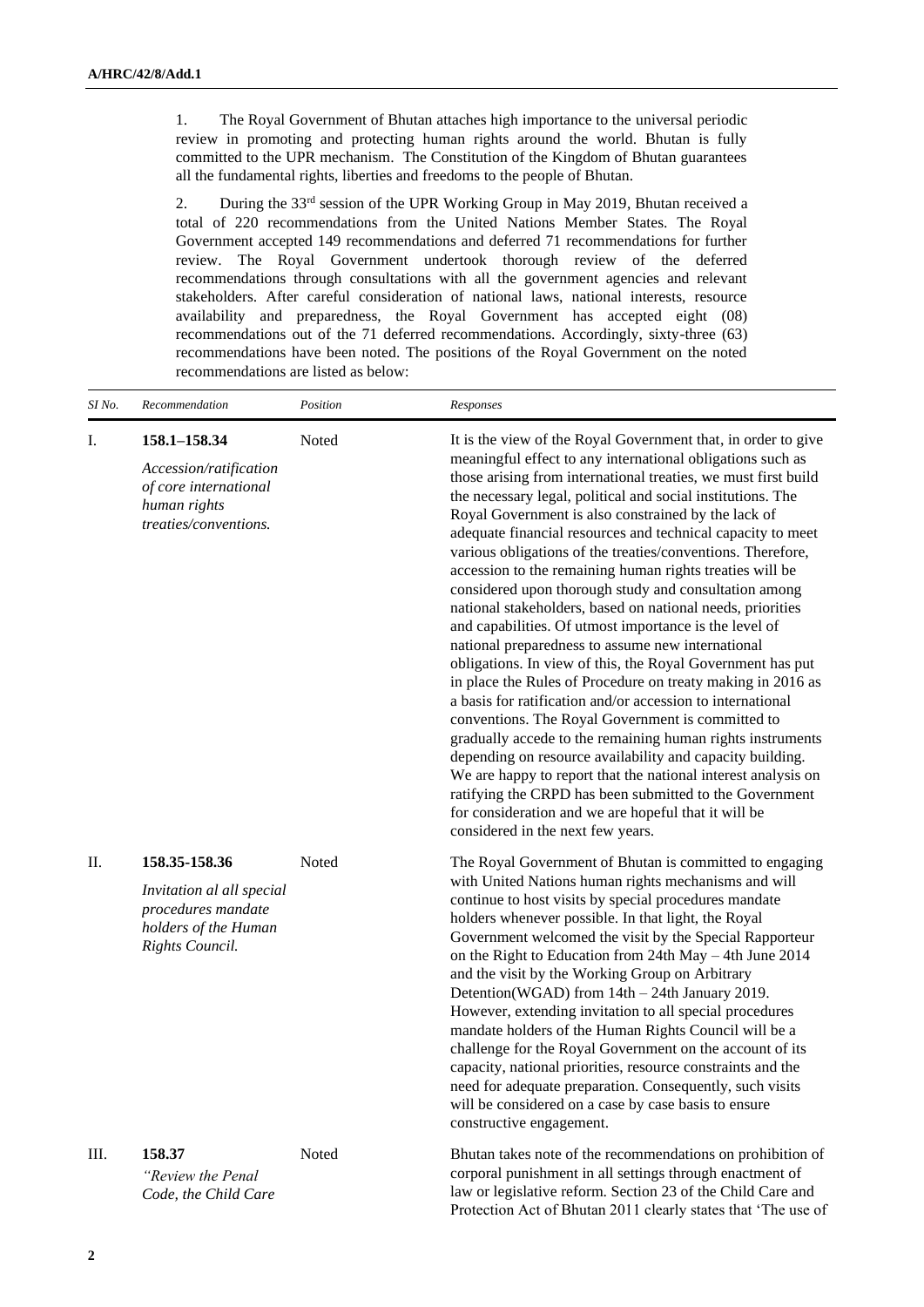1. The Royal Government of Bhutan attaches high importance to the universal periodic review in promoting and protecting human rights around the world. Bhutan is fully committed to the UPR mechanism. The Constitution of the Kingdom of Bhutan guarantees all the fundamental rights, liberties and freedoms to the people of Bhutan.

2. During the 33rd session of the UPR Working Group in May 2019, Bhutan received a total of 220 recommendations from the United Nations Member States. The Royal Government accepted 149 recommendations and deferred 71 recommendations for further review. The Royal Government undertook thorough review of the deferred recommendations through consultations with all the government agencies and relevant stakeholders. After careful consideration of national laws, national interests, resource availability and preparedness, the Royal Government has accepted eight (08) recommendations out of the 71 deferred recommendations. Accordingly, sixty-three (63) recommendations have been noted. The positions of the Royal Government on the noted recommendations are listed as below:

| *SI No.* | *Recommendation* | *Position* | *Responses* |
|---|---|---|---|
| I. | **158.1–158.34** *Accession/ratification of core international human rights treaties/conventions.* | Noted | It is the view of the Royal Government that, in order to give meaningful effect to any international obligations such as those arising from international treaties, we must first build the necessary legal, political and social institutions. The Royal Government is also constrained by the lack of adequate financial resources and technical capacity to meet various obligations of the treaties/conventions. Therefore, accession to the remaining human rights treaties will be considered upon thorough study and consultation among national stakeholders, based on national needs, priorities and capabilities. Of utmost importance is the level of national preparedness to assume new international obligations. In view of this, the Royal Government has put in place the Rules of Procedure on treaty making in 2016 as a basis for ratification and/or accession to international conventions. The Royal Government is committed to gradually accede to the remaining human rights instruments depending on resource availability and capacity building. We are happy to report that the national interest analysis on ratifying the CRPD has been submitted to the Government for consideration and we are hopeful that it will be considered in the next few years. |
| II. | **158.35-158.36** *Invitation al all special procedures mandate holders of the Human Rights Council.* | Noted | The Royal Government of Bhutan is committed to engaging with United Nations human rights mechanisms and will continue to host visits by special procedures mandate holders whenever possible. In that light, the Royal Government welcomed the visit by the Special Rapporteur on the Right to Education from 24th May – 4th June 2014 and the visit by the Working Group on Arbitrary Detention(WGAD) from 14th – 24th January 2019. However, extending invitation to all special procedures mandate holders of the Human Rights Council will be a challenge for the Royal Government on the account of its capacity, national priorities, resource constraints and the need for adequate preparation. Consequently, such visits will be considered on a case by case basis to ensure constructive engagement. |
| III. | **158.37** *"Review the Penal Code, the Child Care* | Noted | Bhutan takes note of the recommendations on prohibition of corporal punishment in all settings through enactment of law or legislative reform. Section 23 of the Child Care and Protection Act of Bhutan 2011 clearly states that 'The use of |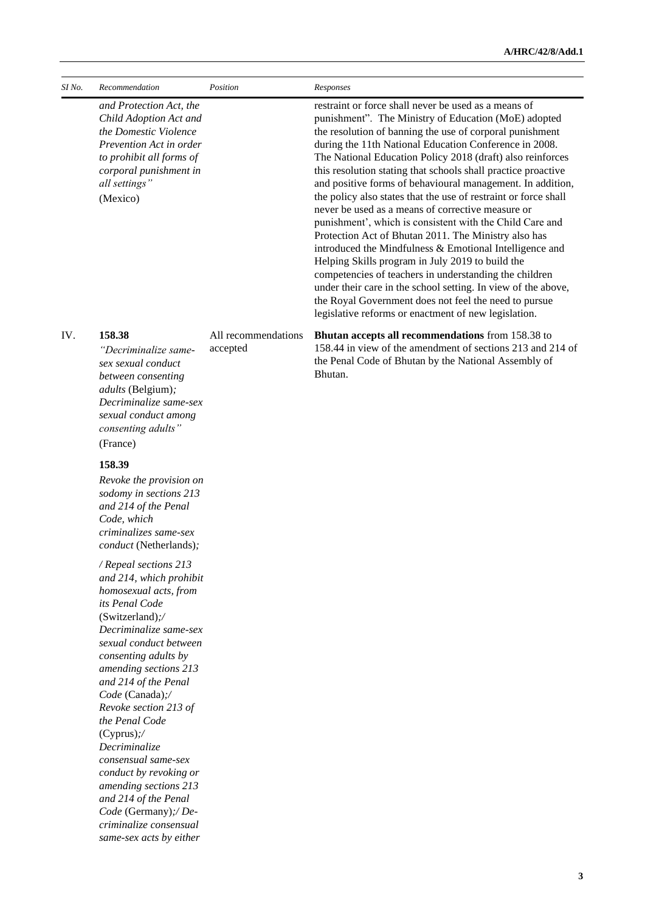| SI No. | Recommendation | Position | Responses |
|---|---|---|---|
| | *and Protection Act, the Child Adoption Act and the Domestic Violence Prevention Act in order to prohibit all forms of corporal punishment in all settings"* (Mexico) | | restraint or force shall never be used as a means of punishment". The Ministry of Education (MoE) adopted the resolution of banning the use of corporal punishment during the 11th National Education Conference in 2008. The National Education Policy 2018 (draft) also reinforces this resolution stating that schools shall practice proactive and positive forms of behavioural management. In addition, the policy also states that the use of restraint or force shall never be used as a means of corrective measure or punishment', which is consistent with the Child Care and Protection Act of Bhutan 2011. The Ministry also has introduced the Mindfulness & Emotional Intelligence and Helping Skills program in July 2019 to build the competencies of teachers in understanding the children under their care in the school setting. In view of the above, the Royal Government does not feel the need to pursue legislative reforms or enactment of new legislation. |
| IV. | **158.38** *"Decriminalize same-sex sexual conduct between consenting adults* (Belgium)*; Decriminalize same-sex sexual conduct among consenting adults"* (France) **158.39** *Revoke the provision on sodomy in sections 213 and 214 of the Penal Code, which criminalizes same-sex conduct* (Netherlands)*; / Repeal sections 213 and 214, which prohibit homosexual acts, from its Penal Code* (Switzerland)*;/ Decriminalize same-sex sexual conduct between consenting adults by amending sections 213 and 214 of the Penal Code* (Canada)*;/ Revoke section 213 of the Penal Code* (Cyprus)*;/ Decriminalize consensual same-sex conduct by revoking or amending sections 213 and 214 of the Penal Code* (Germany)*;/ De-criminalize consensual same-sex acts by either* | All recommendations accepted | **Bhutan accepts all recommendations** from 158.38 to 158.44 in view of the amendment of sections 213 and 214 of the Penal Code of Bhutan by the National Assembly of Bhutan. |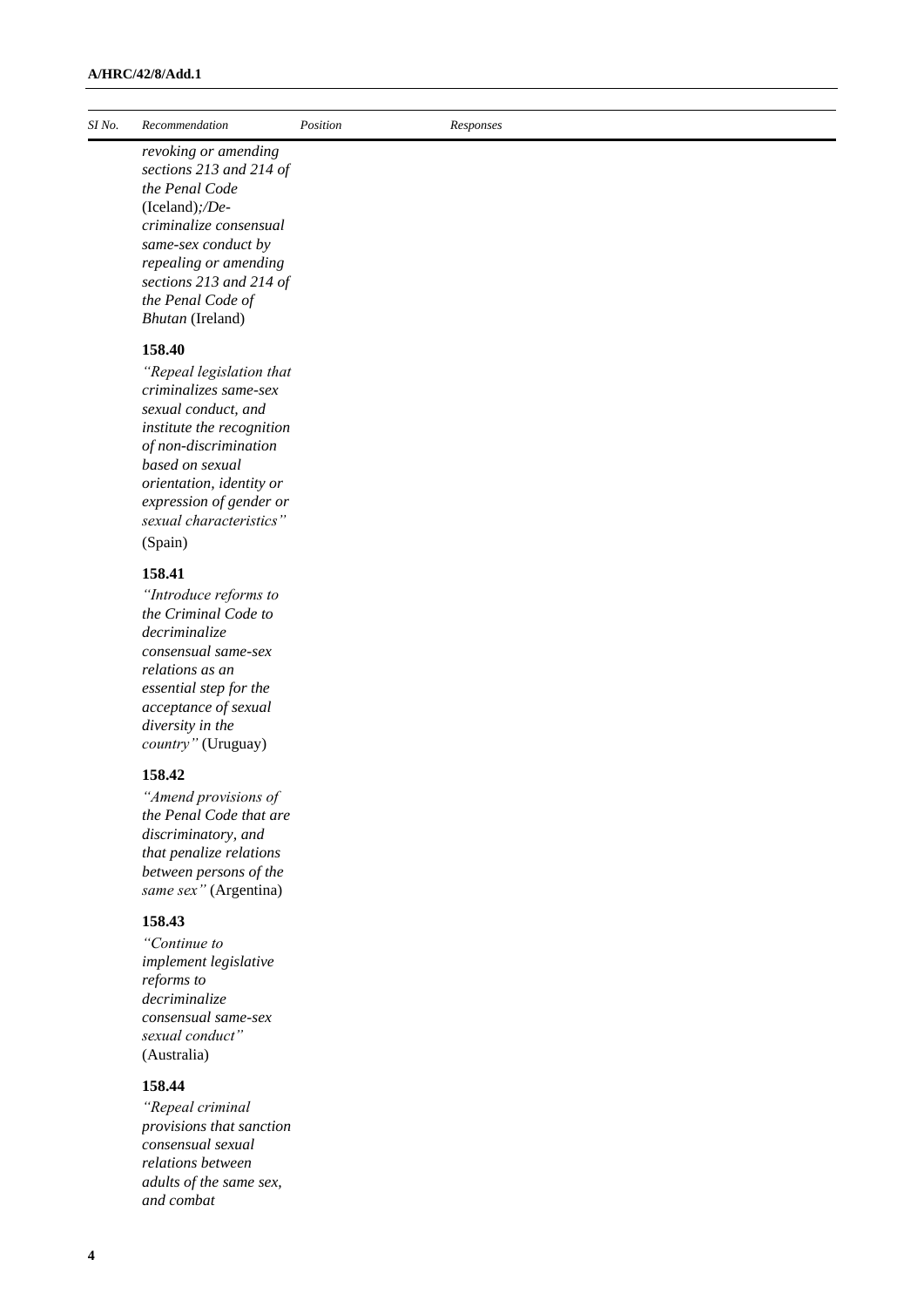| Sl No. | Recommendation | Position | Responses |
|---|---|---|---|
| | *revoking or amending sections 213 and 214 of the Penal Code* (Iceland)*;/De-criminalize consensual same-sex conduct by repealing or amending sections 213 and 214 of the Penal Code of Bhutan* (Ireland) | | |
| | **158.40** *"Repeal legislation that criminalizes same-sex sexual conduct, and institute the recognition of non-discrimination based on sexual orientation, identity or expression of gender or sexual characteristics"* (Spain) | | |
| | **158.41** *"Introduce reforms to the Criminal Code to decriminalize consensual same-sex relations as an essential step for the acceptance of sexual diversity in the country"* (Uruguay) | | |
| | **158.42** *"Amend provisions of the Penal Code that are discriminatory, and that penalize relations between persons of the same sex"* (Argentina) | | |
| | **158.43** *"Continue to implement legislative reforms to decriminalize consensual same-sex sexual conduct"* (Australia) | | |
| | **158.44** *"Repeal criminal provisions that sanction consensual sexual relations between adults of the same sex, and combat* | | |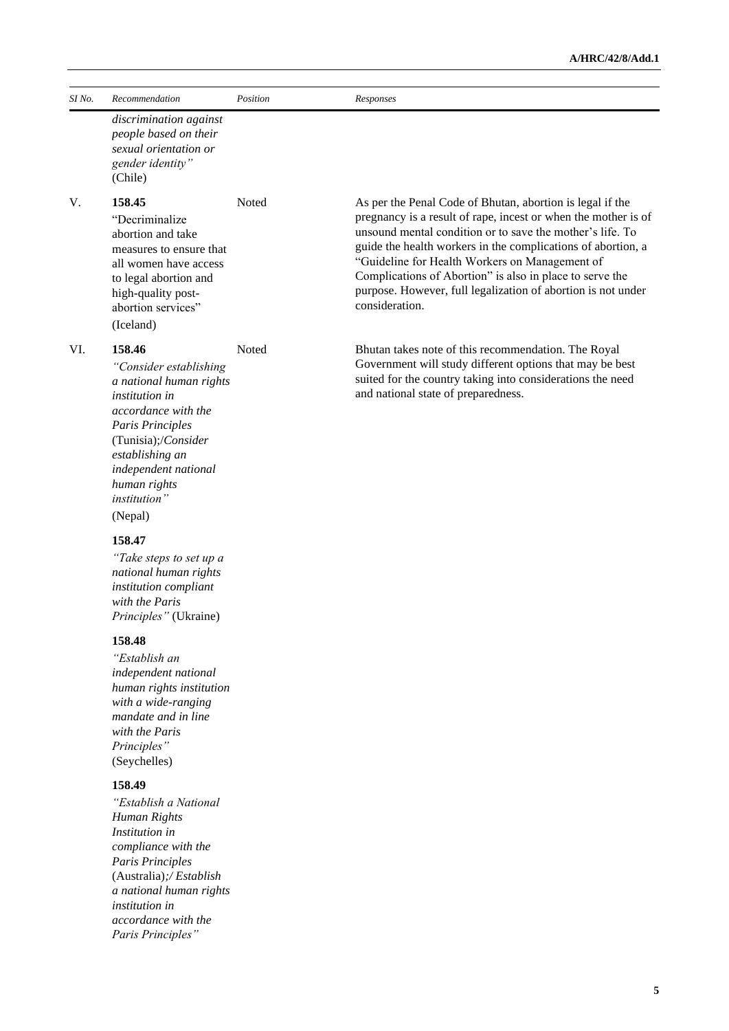| SI No. | Recommendation | Position | Responses |
|---|---|---|---|
| | *discrimination against people based on their sexual orientation or gender identity"* (Chile) | | |
| V. | **158.45** "Decriminalize abortion and take measures to ensure that all women have access to legal abortion and high-quality post-abortion services" (Iceland) | Noted | As per the Penal Code of Bhutan, abortion is legal if the pregnancy is a result of rape, incest or when the mother is of unsound mental condition or to save the mother's life. To guide the health workers in the complications of abortion, a "Guideline for Health Workers on Management of Complications of Abortion" is also in place to serve the purpose. However, full legalization of abortion is not under consideration. |
| VI. | **158.46** *"Consider establishing a national human rights institution in accordance with the Paris Principles* (Tunisia);/*Consider establishing an independent national human rights institution"* (Nepal)<br><br>**158.47** *"Take steps to set up a national human rights institution compliant with the Paris Principles"* (Ukraine)<br><br>**158.48** *"Establish an independent national human rights institution with a wide-ranging mandate and in line with the Paris Principles"* (Seychelles)<br><br>**158.49** *"Establish a National Human Rights Institution in compliance with the Paris Principles* (Australia);*/ Establish a national human rights institution in accordance with the Paris Principles"* | Noted | Bhutan takes note of this recommendation. The Royal Government will study different options that may be best suited for the country taking into considerations the need and national state of preparedness. |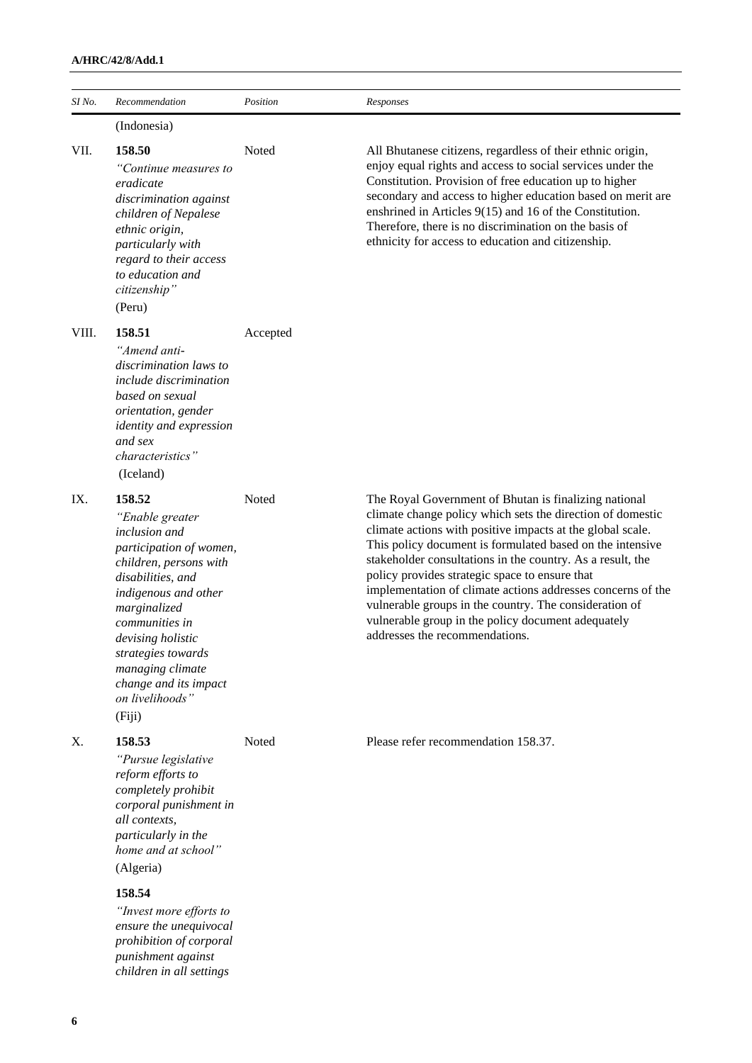| Sl No. | Recommendation | Position | Responses |
|---|---|---|---|
| | (Indonesia) | | |
| VII. | **158.50** *"Continue measures to eradicate discrimination against children of Nepalese ethnic origin, particularly with regard to their access to education and citizenship"* (Peru) | Noted | All Bhutanese citizens, regardless of their ethnic origin, enjoy equal rights and access to social services under the Constitution. Provision of free education up to higher secondary and access to higher education based on merit are enshrined in Articles 9(15) and 16 of the Constitution. Therefore, there is no discrimination on the basis of ethnicity for access to education and citizenship. |
| VIII. | **158.51** *"Amend anti-discrimination laws to include discrimination based on sexual orientation, gender identity and expression and sex characteristics"* (Iceland) | Accepted | |
| IX. | **158.52** *"Enable greater inclusion and participation of women, children, persons with disabilities, and indigenous and other marginalized communities in devising holistic strategies towards managing climate change and its impact on livelihoods"* (Fiji) | Noted | The Royal Government of Bhutan is finalizing national climate change policy which sets the direction of domestic climate actions with positive impacts at the global scale. This policy document is formulated based on the intensive stakeholder consultations in the country. As a result, the policy provides strategic space to ensure that implementation of climate actions addresses concerns of the vulnerable groups in the country. The consideration of vulnerable group in the policy document adequately addresses the recommendations. |
| X. | **158.53** *"Pursue legislative reform efforts to completely prohibit corporal punishment in all contexts, particularly in the home and at school"* (Algeria)<br><br>**158.54** *"Invest more efforts to ensure the unequivocal prohibition of corporal punishment against children in all settings* | Noted | Please refer recommendation 158.37. |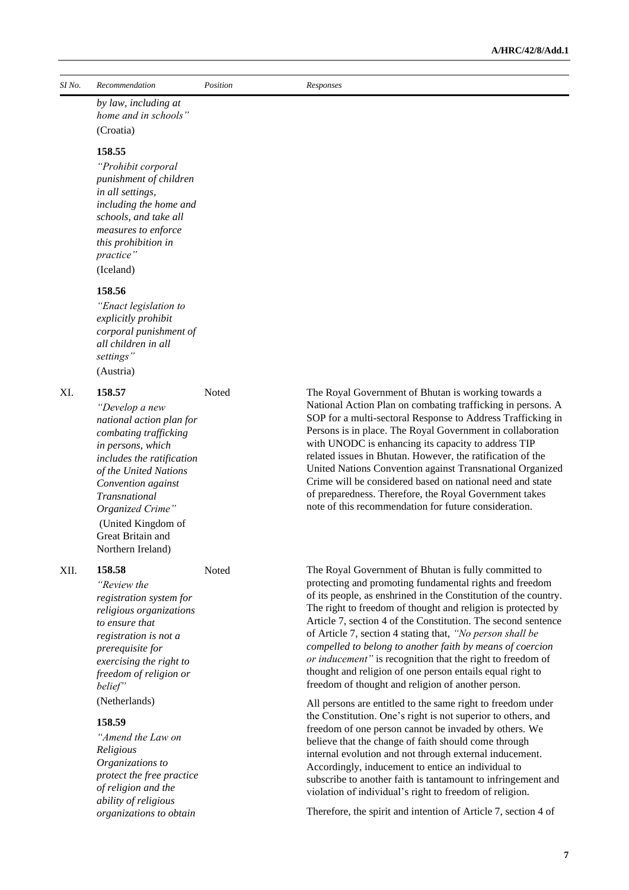| Sl No. | Recommendation | Position | Responses |
|---|---|---|---|
| | *by law, including at home and in schools"* (Croatia)<br><br>**158.55**<br>*"Prohibit corporal punishment of children in all settings, including the home and schools, and take all measures to enforce this prohibition in practice"* (Iceland)<br><br>**158.56**<br>*"Enact legislation to explicitly prohibit corporal punishment of all children in all settings"* (Austria) | | |
| XI. | **158.57**<br>*"Develop a new national action plan for combating trafficking in persons, which includes the ratification of the United Nations Convention against Transnational Organized Crime"* (United Kingdom of Great Britain and Northern Ireland) | Noted | The Royal Government of Bhutan is working towards a National Action Plan on combating trafficking in persons. A SOP for a multi-sectoral Response to Address Trafficking in Persons is in place. The Royal Government in collaboration with UNODC is enhancing its capacity to address TIP related issues in Bhutan. However, the ratification of the United Nations Convention against Transnational Organized Crime will be considered based on national need and state of preparedness. Therefore, the Royal Government takes note of this recommendation for future consideration. |
| XII. | **158.58**<br>*"Review the registration system for religious organizations to ensure that registration is not a prerequisite for exercising the right to freedom of religion or belief"* (Netherlands)<br><br>**158.59**<br>*"Amend the Law on Religious Organizations to protect the free practice of religion and the ability of religious organizations to obtain* | Noted | The Royal Government of Bhutan is fully committed to protecting and promoting fundamental rights and freedom of its people, as enshrined in the Constitution of the country. The right to freedom of thought and religion is protected by Article 7, section 4 of the Constitution. The second sentence of Article 7, section 4 stating that, *"No person shall be compelled to belong to another faith by means of coercion or inducement"* is recognition that the right to freedom of thought and religion of one person entails equal right to freedom of thought and religion of another person.<br><br>All persons are entitled to the same right to freedom under the Constitution. One's right is not superior to others, and freedom of one person cannot be invaded by others. We believe that the change of faith should come through internal evolution and not through external inducement. Accordingly, inducement to entice an individual to subscribe to another faith is tantamount to infringement and violation of individual's right to freedom of religion.<br><br>Therefore, the spirit and intention of Article 7, section 4 of |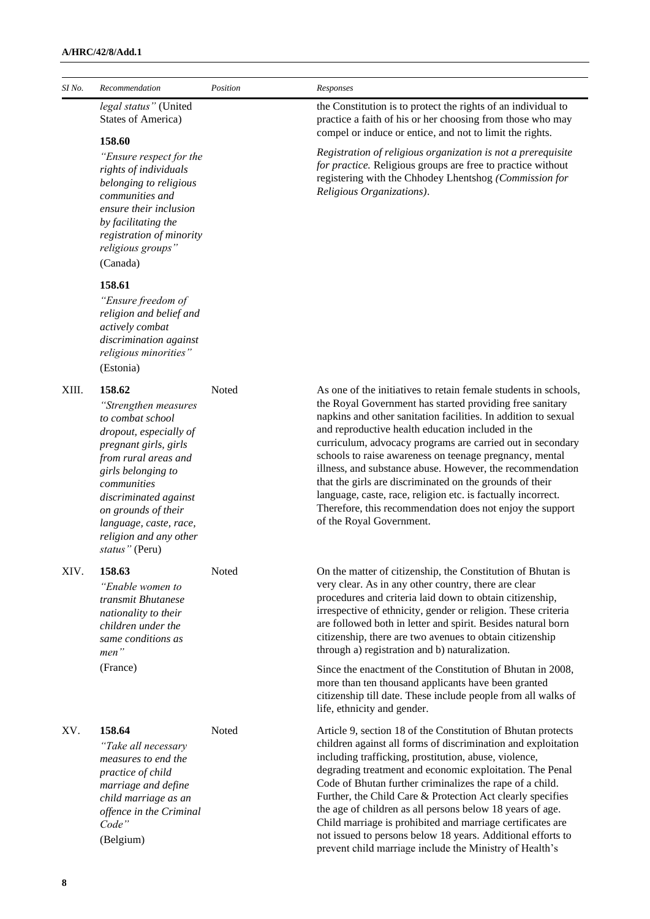| Sl No. | Recommendation | Position | Responses |
|---|---|---|---|
| | *legal status"* (United States of America)<br><br>**158.60**<br>*"Ensure respect for the rights of individuals belonging to religious communities and ensure their inclusion by facilitating the registration of minority religious groups"*<br>(Canada)<br><br>**158.61**<br>*"Ensure freedom of religion and belief and actively combat discrimination against religious minorities"*<br>(Estonia) | | the Constitution is to protect the rights of an individual to practice a faith of his or her choosing from those who may compel or induce or entice, and not to limit the rights.<br><br>*Registration of religious organization is not a prerequisite for practice.* Religious groups are free to practice without registering with the Chhodey Lhentshog *(Commission for Religious Organizations)*. |
| XIII. | **158.62**<br>*"Strengthen measures to combat school dropout, especially of pregnant girls, girls from rural areas and girls belonging to communities discriminated against on grounds of their language, caste, race, religion and any other status"* (Peru) | Noted | As one of the initiatives to retain female students in schools, the Royal Government has started providing free sanitary napkins and other sanitation facilities. In addition to sexual and reproductive health education included in the curriculum, advocacy programs are carried out in secondary schools to raise awareness on teenage pregnancy, mental illness, and substance abuse. However, the recommendation that the girls are discriminated on the grounds of their language, caste, race, religion etc. is factually incorrect. Therefore, this recommendation does not enjoy the support of the Royal Government. |
| XIV. | **158.63**<br>*"Enable women to transmit Bhutanese nationality to their children under the same conditions as men"*<br>(France) | Noted | On the matter of citizenship, the Constitution of Bhutan is very clear. As in any other country, there are clear procedures and criteria laid down to obtain citizenship, irrespective of ethnicity, gender or religion. These criteria are followed both in letter and spirit. Besides natural born citizenship, there are two avenues to obtain citizenship through a) registration and b) naturalization.<br><br>Since the enactment of the Constitution of Bhutan in 2008, more than ten thousand applicants have been granted citizenship till date. These include people from all walks of life, ethnicity and gender. |
| XV. | **158.64**<br>*"Take all necessary measures to end the practice of child marriage and define child marriage as an offence in the Criminal Code"*<br>(Belgium) | Noted | Article 9, section 18 of the Constitution of Bhutan protects children against all forms of discrimination and exploitation including trafficking, prostitution, abuse, violence, degrading treatment and economic exploitation. The Penal Code of Bhutan further criminalizes the rape of a child. Further, the Child Care & Protection Act clearly specifies the age of children as all persons below 18 years of age. Child marriage is prohibited and marriage certificates are not issued to persons below 18 years. Additional efforts to prevent child marriage include the Ministry of Health's |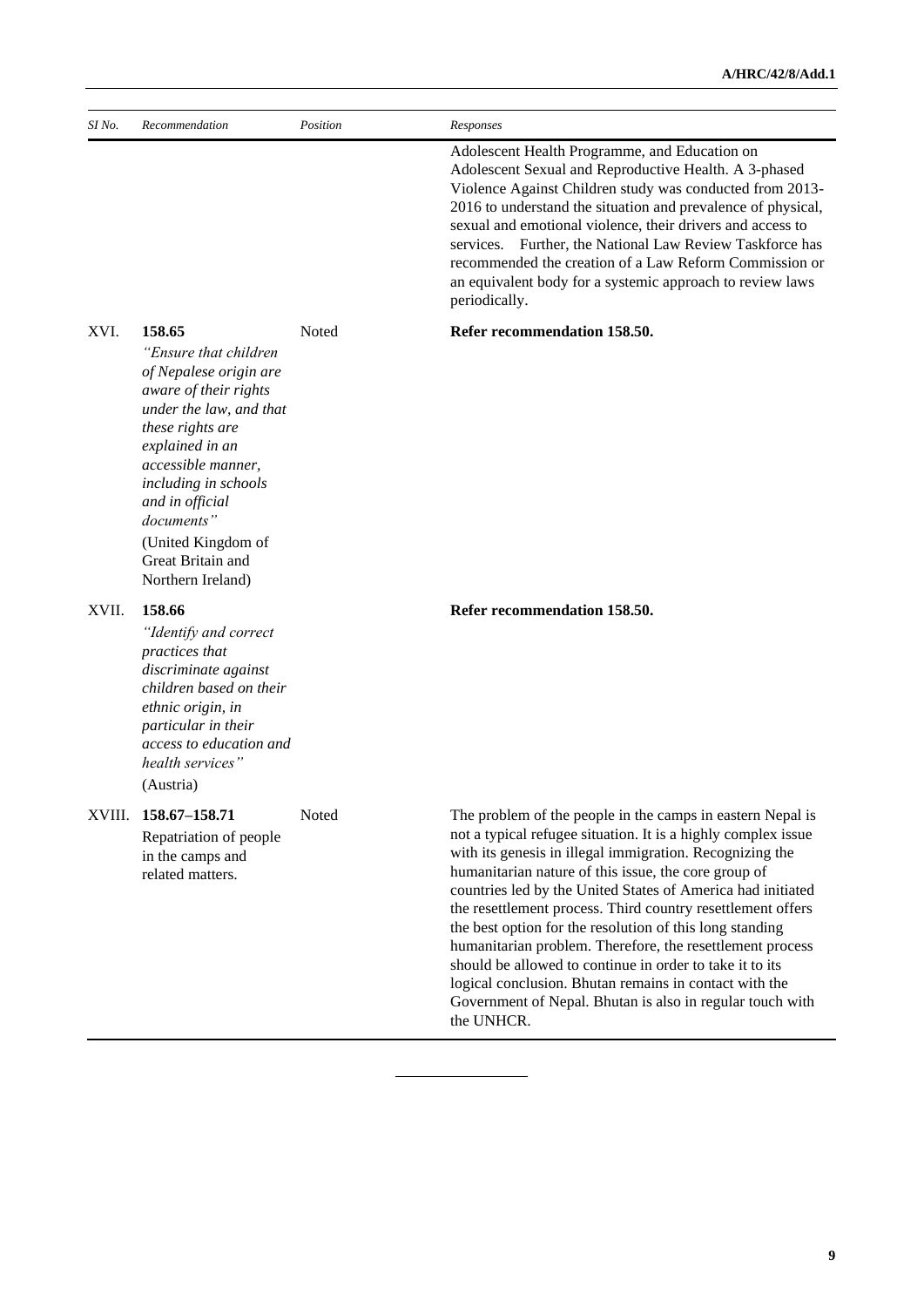| SI No. | Recommendation | Position | Responses |
|---|---|---|---|
| | | | Adolescent Health Programme, and Education on Adolescent Sexual and Reproductive Health. A 3-phased Violence Against Children study was conducted from 2013-2016 to understand the situation and prevalence of physical, sexual and emotional violence, their drivers and access to services. Further, the National Law Review Taskforce has recommended the creation of a Law Reform Commission or an equivalent body for a systemic approach to review laws periodically. |
| XVI. | **158.65** *"Ensure that children of Nepalese origin are aware of their rights under the law, and that these rights are explained in an accessible manner, including in schools and in official documents"* (United Kingdom of Great Britain and Northern Ireland) | Noted | **Refer recommendation 158.50.** |
| XVII. | **158.66** *"Identify and correct practices that discriminate against children based on their ethnic origin, in particular in their access to education and health services"* (Austria) | | **Refer recommendation 158.50.** |
| XVIII. | **158.67–158.71** Repatriation of people in the camps and related matters. | Noted | The problem of the people in the camps in eastern Nepal is not a typical refugee situation. It is a highly complex issue with its genesis in illegal immigration. Recognizing the humanitarian nature of this issue, the core group of countries led by the United States of America had initiated the resettlement process. Third country resettlement offers the best option for the resolution of this long standing humanitarian problem. Therefore, the resettlement process should be allowed to continue in order to take it to its logical conclusion. Bhutan remains in contact with the Government of Nepal. Bhutan is also in regular touch with the UNHCR. |